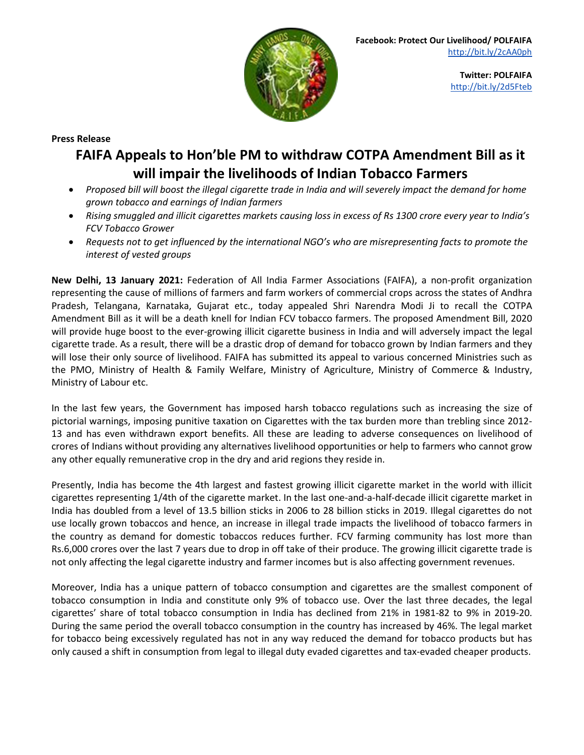**Facebook: Protect Our Livelihood/ POLFAIFA**
http://bit.ly/2cAA0ph

**Twitter: POLFAIFA**
http://bit.ly/2d5Fteb

**Press Release**

# FAIFA Appeals to Hon'ble PM to withdraw COTPA Amendment Bill as it will impair the livelihoods of Indian Tobacco Farmers

- *Proposed bill will boost the illegal cigarette trade in India and will severely impact the demand for home grown tobacco and earnings of Indian farmers*
- *Rising smuggled and illicit cigarettes markets causing loss in excess of Rs 1300 crore every year to India's FCV Tobacco Grower*
- *Requests not to get influenced by the international NGO's who are misrepresenting facts to promote the interest of vested groups*

**New Delhi, 13 January 2021:** Federation of All India Farmer Associations (FAIFA), a non-profit organization representing the cause of millions of farmers and farm workers of commercial crops across the states of Andhra Pradesh, Telangana, Karnataka, Gujarat etc., today appealed Shri Narendra Modi Ji to recall the COTPA Amendment Bill as it will be a death knell for Indian FCV tobacco farmers. The proposed Amendment Bill, 2020 will provide huge boost to the ever-growing illicit cigarette business in India and will adversely impact the legal cigarette trade. As a result, there will be a drastic drop of demand for tobacco grown by Indian farmers and they will lose their only source of livelihood. FAIFA has submitted its appeal to various concerned Ministries such as the PMO, Ministry of Health & Family Welfare, Ministry of Agriculture, Ministry of Commerce & Industry, Ministry of Labour etc.

In the last few years, the Government has imposed harsh tobacco regulations such as increasing the size of pictorial warnings, imposing punitive taxation on Cigarettes with the tax burden more than trebling since 2012-13 and has even withdrawn export benefits. All these are leading to adverse consequences on livelihood of crores of Indians without providing any alternatives livelihood opportunities or help to farmers who cannot grow any other equally remunerative crop in the dry and arid regions they reside in.

Presently, India has become the 4th largest and fastest growing illicit cigarette market in the world with illicit cigarettes representing 1/4th of the cigarette market. In the last one-and-a-half-decade illicit cigarette market in India has doubled from a level of 13.5 billion sticks in 2006 to 28 billion sticks in 2019. Illegal cigarettes do not use locally grown tobaccos and hence, an increase in illegal trade impacts the livelihood of tobacco farmers in the country as demand for domestic tobaccos reduces further. FCV farming community has lost more than Rs.6,000 crores over the last 7 years due to drop in off take of their produce. The growing illicit cigarette trade is not only affecting the legal cigarette industry and farmer incomes but is also affecting government revenues.

Moreover, India has a unique pattern of tobacco consumption and cigarettes are the smallest component of tobacco consumption in India and constitute only 9% of tobacco use. Over the last three decades, the legal cigarettes' share of total tobacco consumption in India has declined from 21% in 1981-82 to 9% in 2019-20. During the same period the overall tobacco consumption in the country has increased by 46%. The legal market for tobacco being excessively regulated has not in any way reduced the demand for tobacco products but has only caused a shift in consumption from legal to illegal duty evaded cigarettes and tax-evaded cheaper products.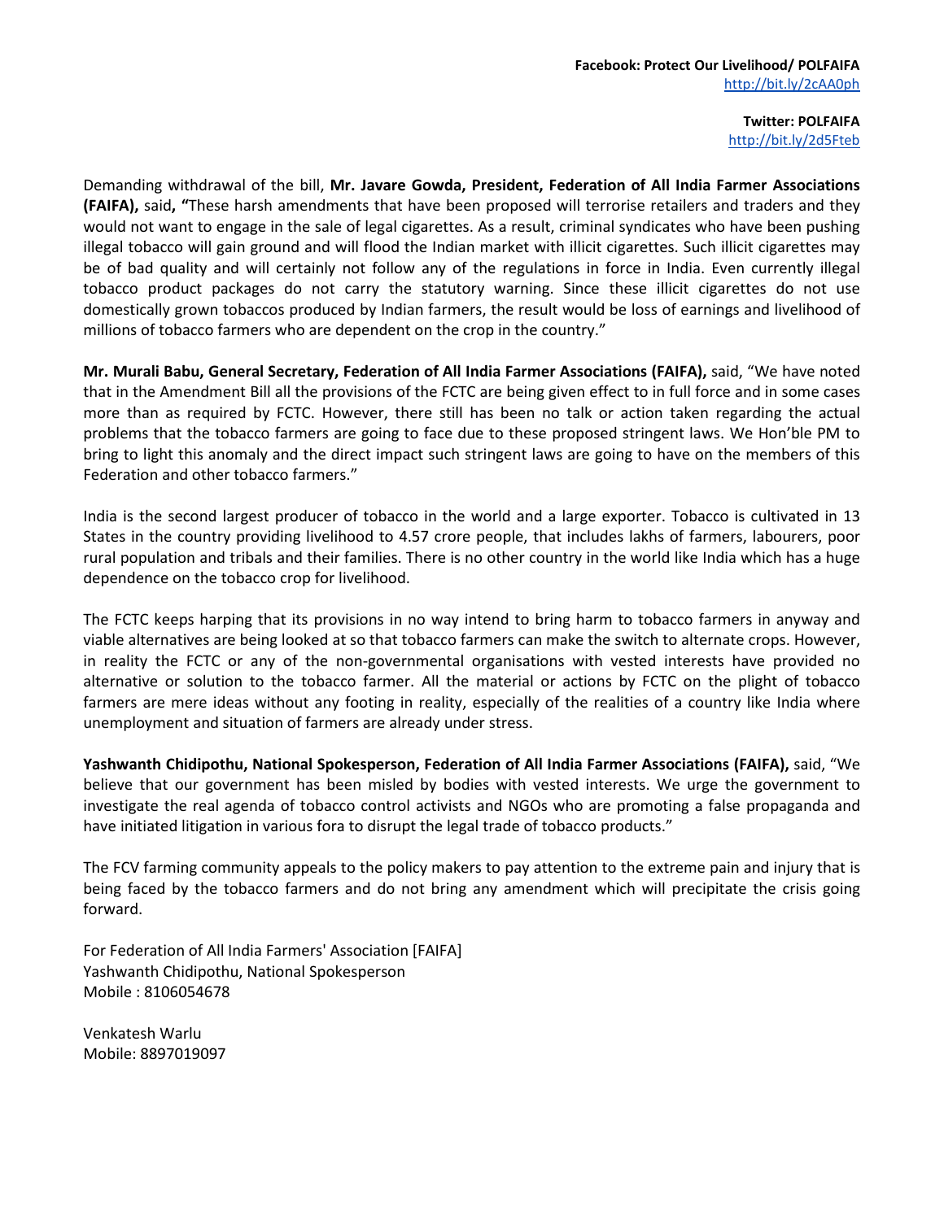**Facebook: Protect Our Livelihood/ POLFAIFA**
http://bit.ly/2cAA0ph

**Twitter: POLFAIFA**
http://bit.ly/2d5Fteb

Demanding withdrawal of the bill, **Mr. Javare Gowda, President, Federation of All India Farmer Associations (FAIFA),** said**, "**These harsh amendments that have been proposed will terrorise retailers and traders and they would not want to engage in the sale of legal cigarettes. As a result, criminal syndicates who have been pushing illegal tobacco will gain ground and will flood the Indian market with illicit cigarettes. Such illicit cigarettes may be of bad quality and will certainly not follow any of the regulations in force in India. Even currently illegal tobacco product packages do not carry the statutory warning. Since these illicit cigarettes do not use domestically grown tobaccos produced by Indian farmers, the result would be loss of earnings and livelihood of millions of tobacco farmers who are dependent on the crop in the country."

**Mr. Murali Babu, General Secretary, Federation of All India Farmer Associations (FAIFA),** said, "We have noted that in the Amendment Bill all the provisions of the FCTC are being given effect to in full force and in some cases more than as required by FCTC. However, there still has been no talk or action taken regarding the actual problems that the tobacco farmers are going to face due to these proposed stringent laws. We Hon'ble PM to bring to light this anomaly and the direct impact such stringent laws are going to have on the members of this Federation and other tobacco farmers."

India is the second largest producer of tobacco in the world and a large exporter. Tobacco is cultivated in 13 States in the country providing livelihood to 4.57 crore people, that includes lakhs of farmers, labourers, poor rural population and tribals and their families. There is no other country in the world like India which has a huge dependence on the tobacco crop for livelihood.

The FCTC keeps harping that its provisions in no way intend to bring harm to tobacco farmers in anyway and viable alternatives are being looked at so that tobacco farmers can make the switch to alternate crops. However, in reality the FCTC or any of the non-governmental organisations with vested interests have provided no alternative or solution to the tobacco farmer. All the material or actions by FCTC on the plight of tobacco farmers are mere ideas without any footing in reality, especially of the realities of a country like India where unemployment and situation of farmers are already under stress.

**Yashwanth Chidipothu, National Spokesperson, Federation of All India Farmer Associations (FAIFA),** said, "We believe that our government has been misled by bodies with vested interests. We urge the government to investigate the real agenda of tobacco control activists and NGOs who are promoting a false propaganda and have initiated litigation in various fora to disrupt the legal trade of tobacco products."

The FCV farming community appeals to the policy makers to pay attention to the extreme pain and injury that is being faced by the tobacco farmers and do not bring any amendment which will precipitate the crisis going forward.

For Federation of All India Farmers' Association [FAIFA]
Yashwanth Chidipothu, National Spokesperson
Mobile : 8106054678

Venkatesh Warlu
Mobile: 8897019097